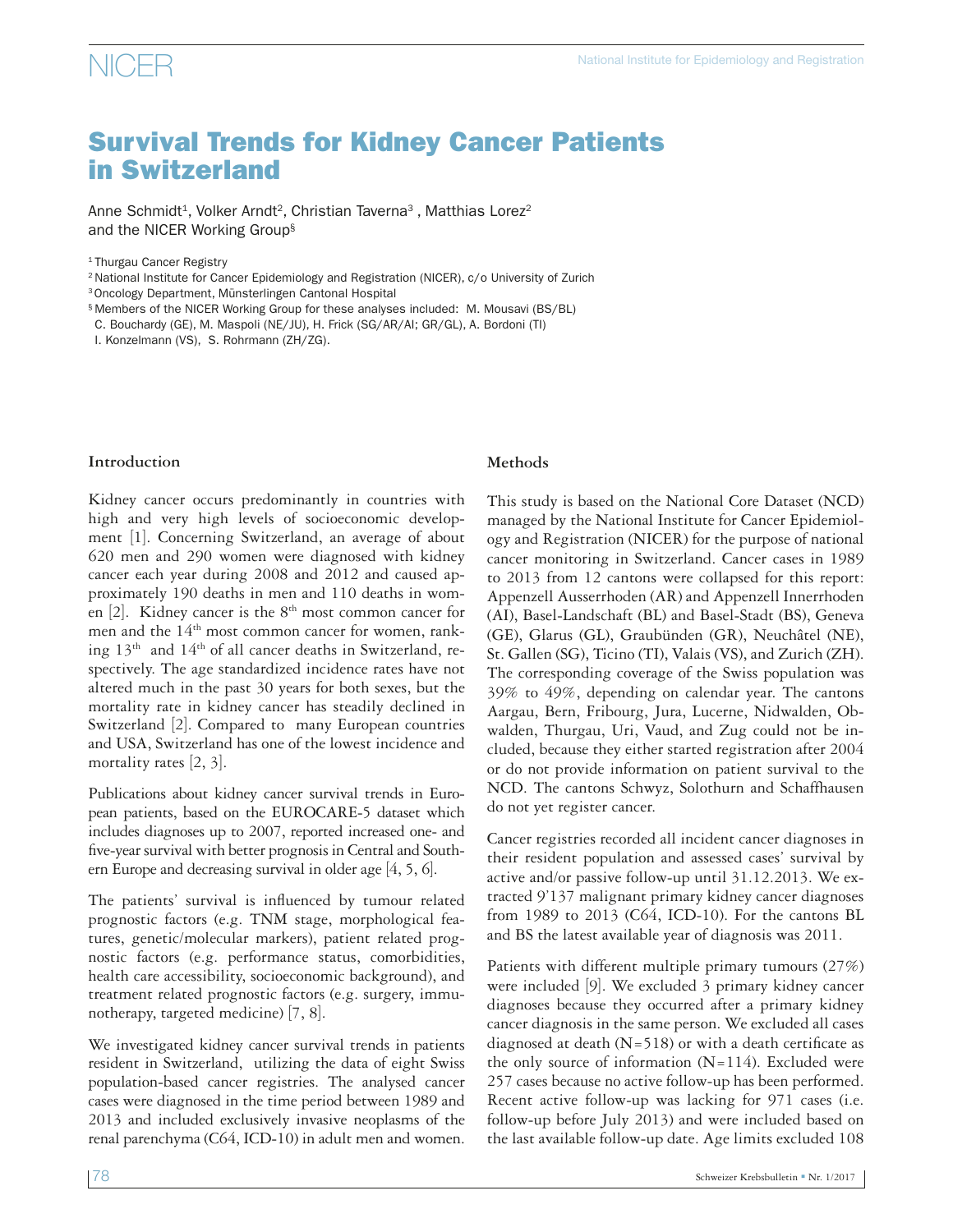# Survival Trends for Kidney Cancer Patients in Switzerland

Anne Schmidt[1], Volker Arndt[2], Christian Taverna[3], Matthias Lorez[2] and the NICER Working Group[§]

[1] Thurgau Cancer Registry
[2] National Institute for Cancer Epidemiology and Registration (NICER), c/o University of Zurich
[3] Oncology Department, Münsterlingen Cantonal Hospital
[§] Members of the NICER Working Group for these analyses included: M. Mousavi (BS/BL) C. Bouchardy (GE), M. Maspoli (NE/JU), H. Frick (SG/AR/AI; GR/GL), A. Bordoni (TI) I. Konzelmann (VS), S. Rohrmann (ZH/ZG).

## Introduction

Kidney cancer occurs predominantly in countries with high and very high levels of socioeconomic development [1]. Concerning Switzerland, an average of about 620 men and 290 women were diagnosed with kidney cancer each year during 2008 and 2012 and caused approximately 190 deaths in men and 110 deaths in women [2]. Kidney cancer is the 8th most common cancer for men and the 14th most common cancer for women, ranking 13th and 14th of all cancer deaths in Switzerland, respectively. The age standardized incidence rates have not altered much in the past 30 years for both sexes, but the mortality rate in kidney cancer has steadily declined in Switzerland [2]. Compared to many European countries and USA, Switzerland has one of the lowest incidence and mortality rates [2, 3].

Publications about kidney cancer survival trends in European patients, based on the EUROCARE-5 dataset which includes diagnoses up to 2007, reported increased one- and five-year survival with better prognosis in Central and Southern Europe and decreasing survival in older age [4, 5, 6].

The patients' survival is influenced by tumour related prognostic factors (e.g. TNM stage, morphological features, genetic/molecular markers), patient related prognostic factors (e.g. performance status, comorbidities, health care accessibility, socioeconomic background), and treatment related prognostic factors (e.g. surgery, immunotherapy, targeted medicine) [7, 8].

We investigated kidney cancer survival trends in patients resident in Switzerland, utilizing the data of eight Swiss population-based cancer registries. The analysed cancer cases were diagnosed in the time period between 1989 and 2013 and included exclusively invasive neoplasms of the renal parenchyma (C64, ICD-10) in adult men and women.

## Methods

This study is based on the National Core Dataset (NCD) managed by the National Institute for Cancer Epidemiology and Registration (NICER) for the purpose of national cancer monitoring in Switzerland. Cancer cases in 1989 to 2013 from 12 cantons were collapsed for this report: Appenzell Ausserrhoden (AR) and Appenzell Innerrhoden (AI), Basel-Landschaft (BL) and Basel-Stadt (BS), Geneva (GE), Glarus (GL), Graubünden (GR), Neuchâtel (NE), St. Gallen (SG), Ticino (TI), Valais (VS), and Zurich (ZH). The corresponding coverage of the Swiss population was 39% to 49%, depending on calendar year. The cantons Aargau, Bern, Fribourg, Jura, Lucerne, Nidwalden, Obwalden, Thurgau, Uri, Vaud, and Zug could not be included, because they either started registration after 2004 or do not provide information on patient survival to the NCD. The cantons Schwyz, Solothurn and Schaffhausen do not yet register cancer.

Cancer registries recorded all incident cancer diagnoses in their resident population and assessed cases' survival by active and/or passive follow-up until 31.12.2013. We extracted 9'137 malignant primary kidney cancer diagnoses from 1989 to 2013 (C64, ICD-10). For the cantons BL and BS the latest available year of diagnosis was 2011.

Patients with different multiple primary tumours (27%) were included [9]. We excluded 3 primary kidney cancer diagnoses because they occurred after a primary kidney cancer diagnosis in the same person. We excluded all cases diagnosed at death (N=518) or with a death certificate as the only source of information (N=114). Excluded were 257 cases because no active follow-up has been performed. Recent active follow-up was lacking for 971 cases (i.e. follow-up before July 2013) and were included based on the last available follow-up date. Age limits excluded 108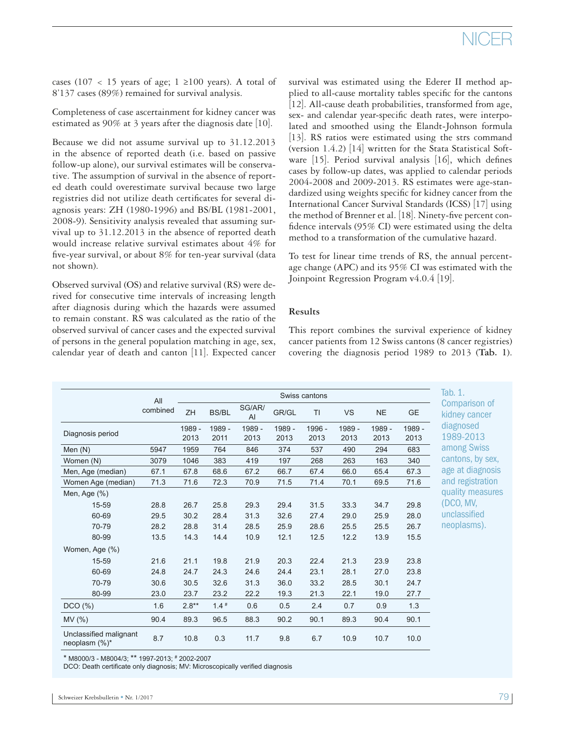cases (107 < 15 years of age; 1 ≥100 years). A total of 8'137 cases (89%) remained for survival analysis.

Completeness of case ascertainment for kidney cancer was estimated as 90% at 3 years after the diagnosis date [10].

Because we did not assume survival up to 31.12.2013 in the absence of reported death (i.e. based on passive follow-up alone), our survival estimates will be conservative. The assumption of survival in the absence of reported death could overestimate survival because two large registries did not utilize death certificates for several diagnosis years: ZH (1980-1996) and BS/BL (1981-2001, 2008-9). Sensitivity analysis revealed that assuming survival up to 31.12.2013 in the absence of reported death would increase relative survival estimates about 4% for five-year survival, or about 8% for ten-year survival (data not shown).

Observed survival (OS) and relative survival (RS) were derived for consecutive time intervals of increasing length after diagnosis during which the hazards were assumed to remain constant. RS was calculated as the ratio of the observed survival of cancer cases and the expected survival of persons in the general population matching in age, sex, calendar year of death and canton [11]. Expected cancer survival was estimated using the Ederer II method applied to all-cause mortality tables specific for the cantons [12]. All-cause death probabilities, transformed from age, sex- and calendar year-specific death rates, were interpolated and smoothed using the Elandt-Johnson formula [13]. RS ratios were estimated using the strs command (version 1.4.2) [14] written for the Stata Statistical Software [15]. Period survival analysis [16], which defines cases by follow-up dates, was applied to calendar periods 2004-2008 and 2009-2013. RS estimates were age-standardized using weights specific for kidney cancer from the International Cancer Survival Standards (ICSS) [17] using the method of Brenner et al. [18]. Ninety-five percent confidence intervals (95% CI) were estimated using the delta method to a transformation of the cumulative hazard.

To test for linear time trends of RS, the annual percentage change (APC) and its 95% CI was estimated with the Joinpoint Regression Program v4.0.4 [19].

## Results

This report combines the survival experience of kidney cancer patients from 12 Swiss cantons (8 cancer registries) covering the diagnosis period 1989 to 2013 (**Tab. 1**).

| | All combined | Swiss cantons | | | | | | | |
|---|---|---|---|---|---|---|---|---|---|
| | | ZH | BS/BL | SG/AR/AI | GR/GL | TI | VS | NE | GE |
| Diagnosis period | | 1989 - 2013 | 1989 - 2011 | 1989 - 2013 | 1989 - 2013 | 1996 - 2013 | 1989 - 2013 | 1989 - 2013 | 1989 - 2013 |
| Men (N) | 5947 | 1959 | 764 | 846 | 374 | 537 | 490 | 294 | 683 |
| Women (N) | 3079 | 1046 | 383 | 419 | 197 | 268 | 263 | 163 | 340 |
| Men, Age (median) | 67.1 | 67.8 | 68.6 | 67.2 | 66.7 | 67.4 | 66.0 | 65.4 | 67.3 |
| Women Age (median) | 71.3 | 71.6 | 72.3 | 70.9 | 71.5 | 71.4 | 70.1 | 69.5 | 71.6 |
| Men, Age (%) | | | | | | | | | |
| 15-59 | 28.8 | 26.7 | 25.8 | 29.3 | 29.4 | 31.5 | 33.3 | 34.7 | 29.8 |
| 60-69 | 29.5 | 30.2 | 28.4 | 31.3 | 32.6 | 27.4 | 29.0 | 25.9 | 28.0 |
| 70-79 | 28.2 | 28.8 | 31.4 | 28.5 | 25.9 | 28.6 | 25.5 | 25.5 | 26.7 |
| 80-99 | 13.5 | 14.3 | 14.4 | 10.9 | 12.1 | 12.5 | 12.2 | 13.9 | 15.5 |
| Women, Age (%) | | | | | | | | | |
| 15-59 | 21.6 | 21.1 | 19.8 | 21.9 | 20.3 | 22.4 | 21.3 | 23.9 | 23.8 |
| 60-69 | 24.8 | 24.7 | 24.3 | 24.6 | 24.4 | 23.1 | 28.1 | 27.0 | 23.8 |
| 70-79 | 30.6 | 30.5 | 32.6 | 31.3 | 36.0 | 33.2 | 28.5 | 30.1 | 24.7 |
| 80-99 | 23.0 | 23.7 | 23.2 | 22.2 | 19.3 | 21.3 | 22.1 | 19.0 | 27.7 |
| DCO (%) | 1.6 | 2.8** | 1.4 # | 0.6 | 0.5 | 2.4 | 0.7 | 0.9 | 1.3 |
| MV (%) | 90.4 | 89.3 | 96.5 | 88.3 | 90.2 | 90.1 | 89.3 | 90.4 | 90.1 |
| Unclassified malignant neoplasm (%)* | 8.7 | 10.8 | 0.3 | 11.7 | 9.8 | 6.7 | 10.9 | 10.7 | 10.0 |

\* M8000/3 - M8004/3; ** 1997-2013; # 2002-2007
DCO: Death certificate only diagnosis; MV: Microscopically verified diagnosis

Tab. 1. Comparison of kidney cancer diagnosed 1989-2013 among Swiss cantons, by sex, age at diagnosis and registration quality measures (DCO, MV, unclassified neoplasms).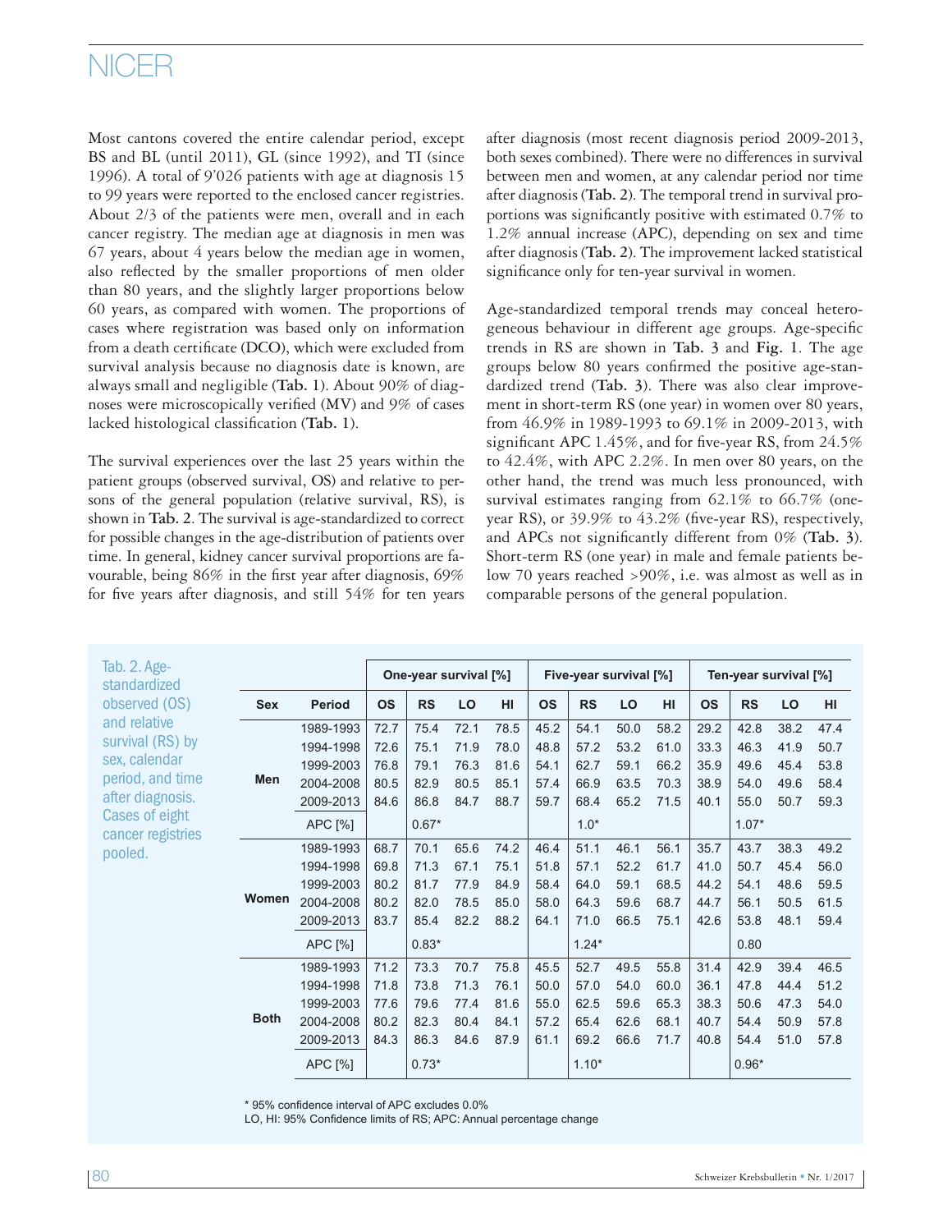Most cantons covered the entire calendar period, except BS and BL (until 2011), GL (since 1992), and TI (since 1996). A total of 9'026 patients with age at diagnosis 15 to 99 years were reported to the enclosed cancer registries. About 2/3 of the patients were men, overall and in each cancer registry. The median age at diagnosis in men was 67 years, about 4 years below the median age in women, also reflected by the smaller proportions of men older than 80 years, and the slightly larger proportions below 60 years, as compared with women. The proportions of cases where registration was based only on information from a death certificate (DCO), which were excluded from survival analysis because no diagnosis date is known, are always small and negligible (**Tab. 1**). About 90% of diagnoses were microscopically verified (MV) and 9% of cases lacked histological classification (**Tab. 1**).

The survival experiences over the last 25 years within the patient groups (observed survival, OS) and relative to persons of the general population (relative survival, RS), is shown in **Tab. 2**. The survival is age-standardized to correct for possible changes in the age-distribution of patients over time. In general, kidney cancer survival proportions are favourable, being 86% in the first year after diagnosis, 69% for five years after diagnosis, and still 54% for ten years after diagnosis (most recent diagnosis period 2009-2013, both sexes combined). There were no differences in survival between men and women, at any calendar period nor time after diagnosis (**Tab. 2**). The temporal trend in survival proportions was significantly positive with estimated 0.7% to 1.2% annual increase (APC), depending on sex and time after diagnosis (**Tab. 2**). The improvement lacked statistical significance only for ten-year survival in women.

Age-standardized temporal trends may conceal heterogeneous behaviour in different age groups. Age-specific trends in RS are shown in **Tab. 3** and **Fig. 1**. The age groups below 80 years confirmed the positive age-standardized trend (**Tab. 3**). There was also clear improvement in short-term RS (one year) in women over 80 years, from 46.9% in 1989-1993 to 69.1% in 2009-2013, with significant APC 1.45%, and for five-year RS, from 24.5% to 42.4%, with APC 2.2%. In men over 80 years, on the other hand, the trend was much less pronounced, with survival estimates ranging from 62.1% to 66.7% (one-year RS), or 39.9% to 43.2% (five-year RS), respectively, and APCs not significantly different from 0% (**Tab. 3**). Short-term RS (one year) in male and female patients below 70 years reached >90%, i.e. was almost as well as in comparable persons of the general population.

Tab. 2. Age-standardized observed (OS) and relative survival (RS) by sex, calendar period, and time after diagnosis. Cases of eight cancer registries pooled.

| | | One-year survival [%] | | | | Five-year survival [%] | | | | Ten-year survival [%] | | | |
|---|---|---|---|---|---|---|---|---|---|---|---|---|---|
| **Sex** | **Period** | **OS** | **RS** | **LO** | **HI** | **OS** | **RS** | **LO** | **HI** | **OS** | **RS** | **LO** | **HI** |
| **Men** | 1989-1993 | 72.7 | 75.4 | 72.1 | 78.5 | 45.2 | 54.1 | 50.0 | 58.2 | 29.2 | 42.8 | 38.2 | 47.4 |
| | 1994-1998 | 72.6 | 75.1 | 71.9 | 78.0 | 48.8 | 57.2 | 53.2 | 61.0 | 33.3 | 46.3 | 41.9 | 50.7 |
| | 1999-2003 | 76.8 | 79.1 | 76.3 | 81.6 | 54.1 | 62.7 | 59.1 | 66.2 | 35.9 | 49.6 | 45.4 | 53.8 |
| | 2004-2008 | 80.5 | 82.9 | 80.5 | 85.1 | 57.4 | 66.9 | 63.5 | 70.3 | 38.9 | 54.0 | 49.6 | 58.4 |
| | 2009-2013 | 84.6 | 86.8 | 84.7 | 88.7 | 59.7 | 68.4 | 65.2 | 71.5 | 40.1 | 55.0 | 50.7 | 59.3 |
| | APC [%] | | 0.67* | | | | 1.0* | | | | 1.07* | | |
| **Women** | 1989-1993 | 68.7 | 70.1 | 65.6 | 74.2 | 46.4 | 51.1 | 46.1 | 56.1 | 35.7 | 43.7 | 38.3 | 49.2 |
| | 1994-1998 | 69.8 | 71.3 | 67.1 | 75.1 | 51.8 | 57.1 | 52.2 | 61.7 | 41.0 | 50.7 | 45.4 | 56.0 |
| | 1999-2003 | 80.2 | 81.7 | 77.9 | 84.9 | 58.4 | 64.0 | 59.1 | 68.5 | 44.2 | 54.1 | 48.6 | 59.5 |
| | 2004-2008 | 80.2 | 82.0 | 78.5 | 85.0 | 58.0 | 64.3 | 59.6 | 68.7 | 44.7 | 56.1 | 50.5 | 61.5 |
| | 2009-2013 | 83.7 | 85.4 | 82.2 | 88.2 | 64.1 | 71.0 | 66.5 | 75.1 | 42.6 | 53.8 | 48.1 | 59.4 |
| | APC [%] | | 0.83* | | | | 1.24* | | | | 0.80 | | |
| **Both** | 1989-1993 | 71.2 | 73.3 | 70.7 | 75.8 | 45.5 | 52.7 | 49.5 | 55.8 | 31.4 | 42.9 | 39.4 | 46.5 |
| | 1994-1998 | 71.8 | 73.8 | 71.3 | 76.1 | 50.0 | 57.0 | 54.0 | 60.0 | 36.1 | 47.8 | 44.4 | 51.2 |
| | 1999-2003 | 77.6 | 79.6 | 77.4 | 81.6 | 55.0 | 62.5 | 59.6 | 65.3 | 38.3 | 50.6 | 47.3 | 54.0 |
| | 2004-2008 | 80.2 | 82.3 | 80.4 | 84.1 | 57.2 | 65.4 | 62.6 | 68.1 | 40.7 | 54.4 | 50.9 | 57.8 |
| | 2009-2013 | 84.3 | 86.3 | 84.6 | 87.9 | 61.1 | 69.2 | 66.6 | 71.7 | 40.8 | 54.4 | 51.0 | 57.8 |
| | APC [%] | | 0.73* | | | | 1.10* | | | | 0.96* | | |

\* 95% confidence interval of APC excludes 0.0%
LO, HI: 95% Confidence limits of RS; APC: Annual percentage change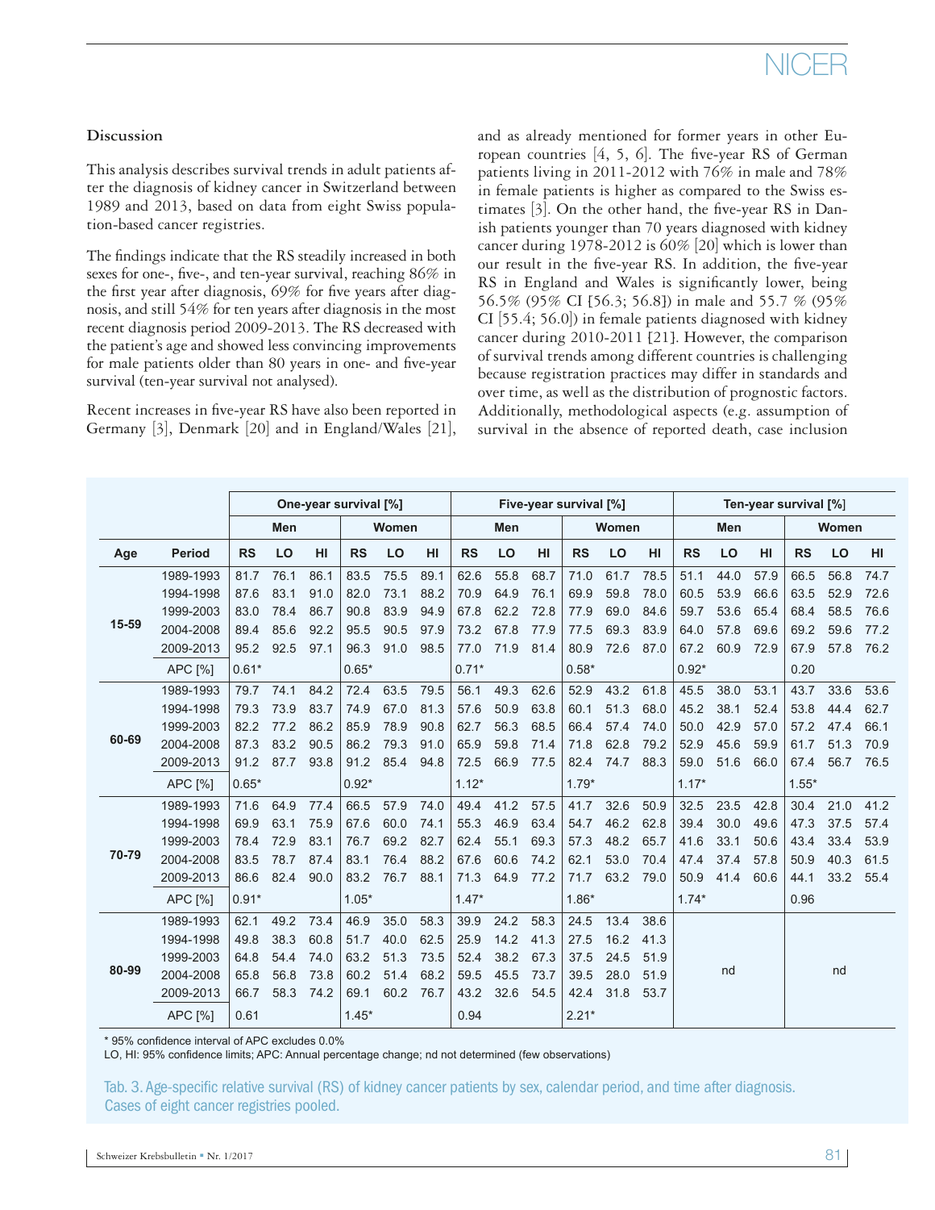### Discussion

This analysis describes survival trends in adult patients after the diagnosis of kidney cancer in Switzerland between 1989 and 2013, based on data from eight Swiss population-based cancer registries.

The findings indicate that the RS steadily increased in both sexes for one-, five-, and ten-year survival, reaching 86% in the first year after diagnosis, 69% for five years after diagnosis, and still 54% for ten years after diagnosis in the most recent diagnosis period 2009-2013. The RS decreased with the patient's age and showed less convincing improvements for male patients older than 80 years in one- and five-year survival (ten-year survival not analysed).

Recent increases in five-year RS have also been reported in Germany [3], Denmark [20] and in England/Wales [21], and as already mentioned for former years in other European countries [4, 5, 6]. The five-year RS of German patients living in 2011-2012 with 76% in male and 78% in female patients is higher as compared to the Swiss estimates [3]. On the other hand, the five-year RS in Danish patients younger than 70 years diagnosed with kidney cancer during 1978-2012 is 60% [20] which is lower than our result in the five-year RS. In addition, the five-year RS in England and Wales is significantly lower, being 56.5% (95% CI [56.3; 56.8]) in male and 55.7 % (95% CI [55.4; 56.0]) in female patients diagnosed with kidney cancer during 2010-2011 [21]. However, the comparison of survival trends among different countries is challenging because registration practices may differ in standards and over time, as well as the distribution of prognostic factors. Additionally, methodological aspects (e.g. assumption of survival in the absence of reported death, case inclusion

| | | One-year survival [%] | | | | | | Five-year survival [%] | | | | | | Ten-year survival [%] | | | | | |
|---|---|---|---|---|---|---|---|---|---|---|---|---|---|---|---|---|---|---|---|
| | | Men | | | Women | | | Men | | | Women | | | Men | | | Women | | |
| Age | Period | RS | LO | HI | RS | LO | HI | RS | LO | HI | RS | LO | HI | RS | LO | HI | RS | LO | HI |
| 15-59 | 1989-1993 | 81.7 | 76.1 | 86.1 | 83.5 | 75.5 | 89.1 | 62.6 | 55.8 | 68.7 | 71.0 | 61.7 | 78.5 | 51.1 | 44.0 | 57.9 | 66.5 | 56.8 | 74.7 |
| | 1994-1998 | 87.6 | 83.1 | 91.0 | 82.0 | 73.1 | 88.2 | 70.9 | 64.9 | 76.1 | 69.9 | 59.8 | 78.0 | 60.5 | 53.9 | 66.6 | 63.5 | 52.9 | 72.6 |
| | 1999-2003 | 83.0 | 78.4 | 86.7 | 90.8 | 83.9 | 94.9 | 67.8 | 62.2 | 72.8 | 77.9 | 69.0 | 84.6 | 59.7 | 53.6 | 65.4 | 68.4 | 58.5 | 76.6 |
| | 2004-2008 | 89.4 | 85.6 | 92.2 | 95.5 | 90.5 | 97.9 | 73.2 | 67.8 | 77.9 | 77.5 | 69.3 | 83.9 | 64.0 | 57.8 | 69.6 | 69.2 | 59.6 | 77.2 |
| | 2009-2013 | 95.2 | 92.5 | 97.1 | 96.3 | 91.0 | 98.5 | 77.0 | 71.9 | 81.4 | 80.9 | 72.6 | 87.0 | 67.2 | 60.9 | 72.9 | 67.9 | 57.8 | 76.2 |
| | APC [%] | 0.61* | | | 0.65* | | | 0.71* | | | 0.58* | | | 0.92* | | | 0.20 | | |
| 60-69 | 1989-1993 | 79.7 | 74.1 | 84.2 | 72.4 | 63.5 | 79.5 | 56.1 | 49.3 | 62.6 | 52.9 | 43.2 | 61.8 | 45.5 | 38.0 | 53.1 | 43.7 | 33.6 | 53.6 |
| | 1994-1998 | 79.3 | 73.9 | 83.7 | 74.9 | 67.0 | 81.3 | 57.6 | 50.9 | 63.8 | 60.1 | 51.3 | 68.0 | 45.2 | 38.1 | 52.4 | 53.8 | 44.4 | 62.7 |
| | 1999-2003 | 82.2 | 77.2 | 86.2 | 85.9 | 78.9 | 90.8 | 62.7 | 56.3 | 68.5 | 66.4 | 57.4 | 74.0 | 50.0 | 42.9 | 57.0 | 57.2 | 47.4 | 66.1 |
| | 2004-2008 | 87.3 | 83.2 | 90.5 | 86.2 | 79.3 | 91.0 | 65.9 | 59.8 | 71.4 | 71.8 | 62.8 | 79.2 | 52.9 | 45.6 | 59.9 | 61.7 | 51.3 | 70.9 |
| | 2009-2013 | 91.2 | 87.7 | 93.8 | 91.2 | 85.4 | 94.8 | 72.5 | 66.9 | 77.5 | 82.4 | 74.7 | 88.3 | 59.0 | 51.6 | 66.0 | 67.4 | 56.7 | 76.5 |
| | APC [%] | 0.65* | | | 0.92* | | | 1.12* | | | 1.79* | | | 1.17* | | | 1.55* | | |
| 70-79 | 1989-1993 | 71.6 | 64.9 | 77.4 | 66.5 | 57.9 | 74.0 | 49.4 | 41.2 | 57.5 | 41.7 | 32.6 | 50.9 | 32.5 | 23.5 | 42.8 | 30.4 | 21.0 | 41.2 |
| | 1994-1998 | 69.9 | 63.1 | 75.9 | 67.6 | 60.0 | 74.1 | 55.3 | 46.9 | 63.4 | 54.7 | 46.2 | 62.8 | 39.4 | 30.0 | 49.6 | 47.3 | 37.5 | 57.4 |
| | 1999-2003 | 78.4 | 72.9 | 83.1 | 76.7 | 69.2 | 82.7 | 62.4 | 55.1 | 69.3 | 57.3 | 48.2 | 65.7 | 41.6 | 33.1 | 50.6 | 43.4 | 33.4 | 53.9 |
| | 2004-2008 | 83.5 | 78.7 | 87.4 | 83.1 | 76.4 | 88.2 | 67.6 | 60.6 | 74.2 | 62.1 | 53.0 | 70.4 | 47.4 | 37.4 | 57.8 | 50.9 | 40.3 | 61.5 |
| | 2009-2013 | 86.6 | 82.4 | 90.0 | 83.2 | 76.7 | 88.1 | 71.3 | 64.9 | 77.2 | 71.7 | 63.2 | 79.0 | 50.9 | 41.4 | 60.6 | 44.1 | 33.2 | 55.4 |
| | APC [%] | 0.91* | | | 1.05* | | | 1.47* | | | 1.86* | | | 1.74* | | | 0.96 | | |
| 80-99 | 1989-1993 | 62.1 | 49.2 | 73.4 | 46.9 | 35.0 | 58.3 | 39.9 | 24.2 | 58.3 | 24.5 | 13.4 | 38.6 | nd | | | nd | | |
| | 1994-1998 | 49.8 | 38.3 | 60.8 | 51.7 | 40.0 | 62.5 | 25.9 | 14.2 | 41.3 | 27.5 | 16.2 | 41.3 | | | | | | |
| | 1999-2003 | 64.8 | 54.4 | 74.0 | 63.2 | 51.3 | 73.5 | 52.4 | 38.2 | 67.3 | 37.5 | 24.5 | 51.9 | | | | | | |
| | 2004-2008 | 65.8 | 56.8 | 73.8 | 60.2 | 51.4 | 68.2 | 59.5 | 45.5 | 73.7 | 39.5 | 28.0 | 51.9 | | | | | | |
| | 2009-2013 | 66.7 | 58.3 | 74.2 | 69.1 | 60.2 | 76.7 | 43.2 | 32.6 | 54.5 | 42.4 | 31.8 | 53.7 | | | | | | |
| | APC [%] | 0.61 | | | 1.45* | | | 0.94 | | | 2.21* | | | | | | | | |

\* 95% confidence interval of APC excludes 0.0%

LO, HI: 95% confidence limits; APC: Annual percentage change; nd not determined (few observations)

Tab. 3. Age-specific relative survival (RS) of kidney cancer patients by sex, calendar period, and time after diagnosis. Cases of eight cancer registries pooled.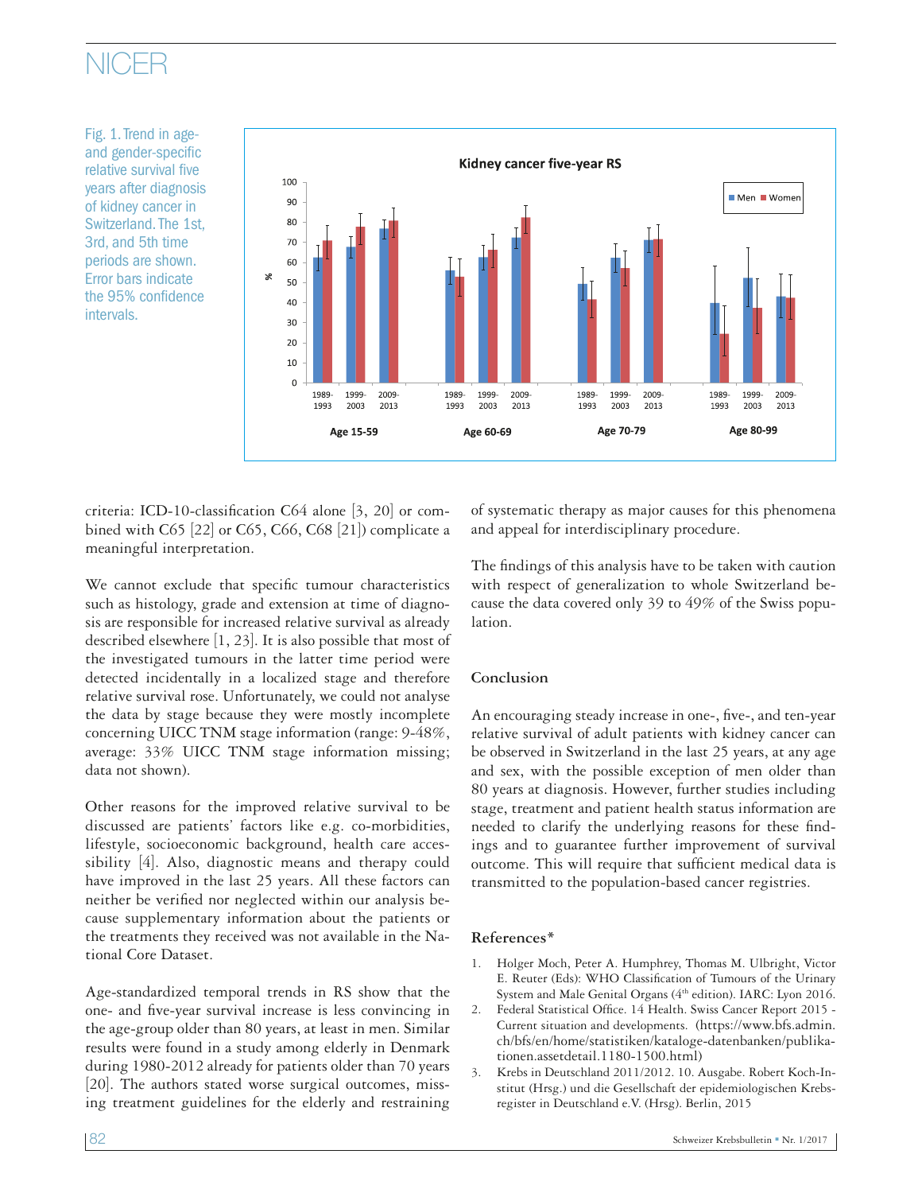Fig. 1. Trend in age- and gender-specific relative survival five years after diagnosis of kidney cancer in Switzerland. The 1st, 3rd, and 5th time periods are shown. Error bars indicate the 95% confidence intervals.

criteria: ICD-10-classification C64 alone [3, 20] or combined with C65 [22] or C65, C66, C68 [21]) complicate a meaningful interpretation.

We cannot exclude that specific tumour characteristics such as histology, grade and extension at time of diagnosis are responsible for increased relative survival as already described elsewhere [1, 23]. It is also possible that most of the investigated tumours in the latter time period were detected incidentally in a localized stage and therefore relative survival rose. Unfortunately, we could not analyse the data by stage because they were mostly incomplete concerning UICC TNM stage information (range: 9-48%, average: 33% UICC TNM stage information missing; data not shown).

Other reasons for the improved relative survival to be discussed are patients' factors like e.g. co-morbidities, lifestyle, socioeconomic background, health care accessibility [4]. Also, diagnostic means and therapy could have improved in the last 25 years. All these factors can neither be verified nor neglected within our analysis because supplementary information about the patients or the treatments they received was not available in the National Core Dataset.

Age-standardized temporal trends in RS show that the one- and five-year survival increase is less convincing in the age-group older than 80 years, at least in men. Similar results were found in a study among elderly in Denmark during 1980-2012 already for patients older than 70 years [20]. The authors stated worse surgical outcomes, missing treatment guidelines for the elderly and restraining of systematic therapy as major causes for this phenomena and appeal for interdisciplinary procedure.

The findings of this analysis have to be taken with caution with respect of generalization to whole Switzerland because the data covered only 39 to 49% of the Swiss population.

## Conclusion

An encouraging steady increase in one-, five-, and ten-year relative survival of adult patients with kidney cancer can be observed in Switzerland in the last 25 years, at any age and sex, with the possible exception of men older than 80 years at diagnosis. However, further studies including stage, treatment and patient health status information are needed to clarify the underlying reasons for these findings and to guarantee further improvement of survival outcome. This will require that sufficient medical data is transmitted to the population-based cancer registries.

## References*

1. Holger Moch, Peter A. Humphrey, Thomas M. Ulbright, Victor E. Reuter (Eds): WHO Classification of Tumours of the Urinary System and Male Genital Organs (4th edition). IARC: Lyon 2016.
2. Federal Statistical Office. 14 Health. Swiss Cancer Report 2015 - Current situation and developments. (https://www.bfs.admin.ch/bfs/en/home/statistiken/kataloge-datenbanken/publikationen.assetdetail.1180-1500.html)
3. Krebs in Deutschland 2011/2012. 10. Ausgabe. Robert Koch-Institut (Hrsg.) und die Gesellschaft der epidemiologischen Krebsregister in Deutschland e.V. (Hrsg). Berlin, 2015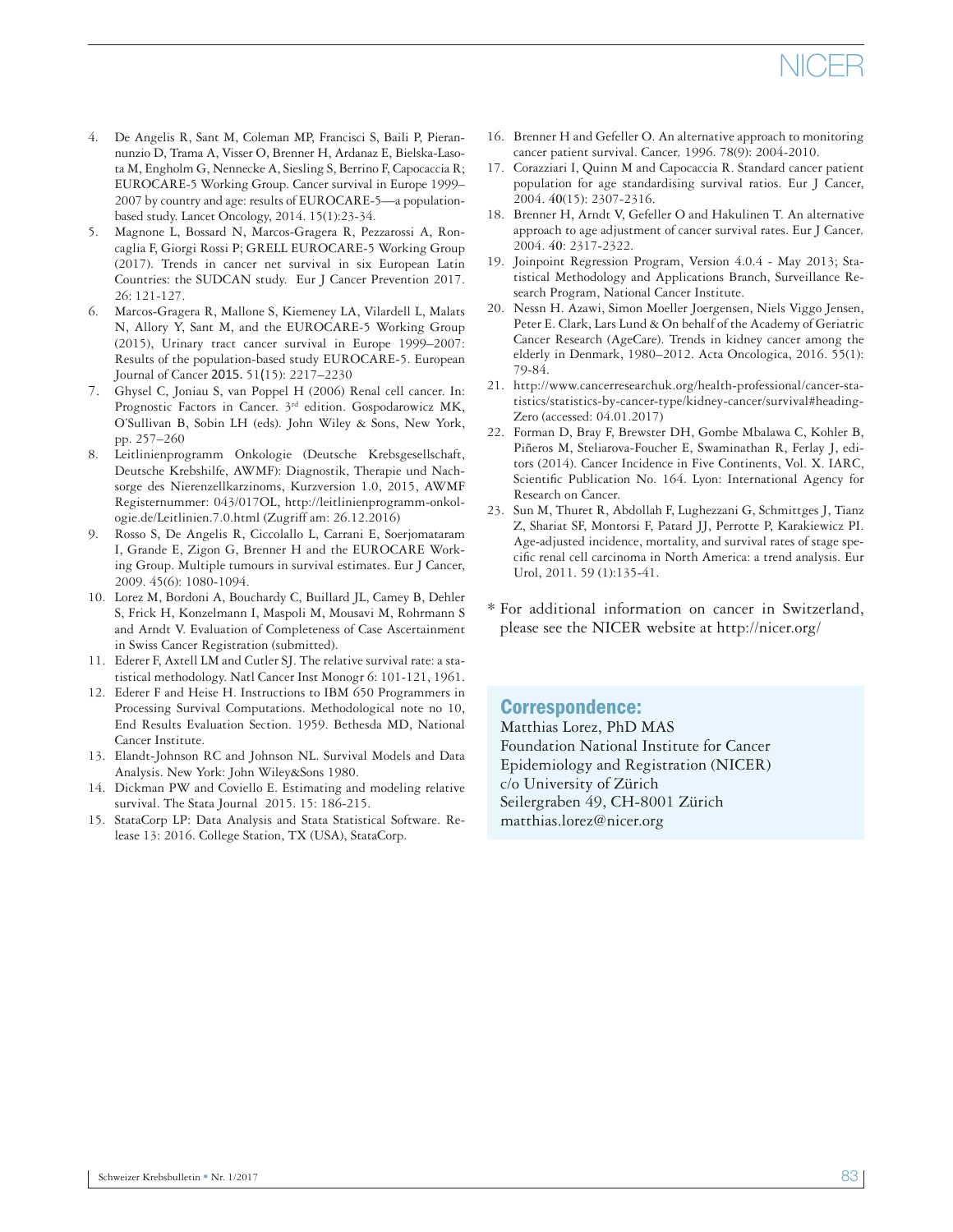4. De Angelis R, Sant M, Coleman MP, Francisci S, Baili P, Pierannunzio D, Trama A, Visser O, Brenner H, Ardanaz E, Bielska-Lasota M, Engholm G, Nennecke A, Siesling S, Berrino F, Capocaccia R; EUROCARE-5 Working Group. Cancer survival in Europe 1999–2007 by country and age: results of EUROCARE-5—a population-based study. Lancet Oncology, 2014. 15(1):23-34.
5. Magnone L, Bossard N, Marcos-Gragera R, Pezzarossi A, Roncaglia F, Giorgi Rossi P; GRELL EUROCARE-5 Working Group (2017). Trends in cancer net survival in six European Latin Countries: the SUDCAN study. Eur J Cancer Prevention 2017. 26: 121-127.
6. Marcos-Gragera R, Mallone S, Kiemeney LA, Vilardell L, Malats N, Allory Y, Sant M, and the EUROCARE-5 Working Group (2015), Urinary tract cancer survival in Europe 1999–2007: Results of the population-based study EUROCARE-5. European Journal of Cancer 2015. 51(15): 2217–2230
7. Ghysel C, Joniau S, van Poppel H (2006) Renal cell cancer. In: Prognostic Factors in Cancer. 3rd edition. Gospodarowicz MK, O'Sullivan B, Sobin LH (eds). John Wiley & Sons, New York, pp. 257–260
8. Leitlinienprogramm Onkologie (Deutsche Krebsgesellschaft, Deutsche Krebshilfe, AWMF): Diagnostik, Therapie und Nachsorge des Nierenzellkarzinoms, Kurzversion 1.0, 2015, AWMF Registernummer: 043/017OL, http://leitlinienprogramm-onkologie.de/Leitlinien.7.0.html (Zugriff am: 26.12.2016)
9. Rosso S, De Angelis R, Ciccolallo L, Carrani E, Soerjomataram I, Grande E, Zigon G, Brenner H and the EUROCARE Working Group. Multiple tumours in survival estimates. Eur J Cancer, 2009. 45(6): 1080-1094.
10. Lorez M, Bordoni A, Bouchardy C, Buillard JL, Camey B, Dehler S, Frick H, Konzelmann I, Maspoli M, Mousavi M, Rohrmann S and Arndt V. Evaluation of Completeness of Case Ascertainment in Swiss Cancer Registration (submitted).
11. Ederer F, Axtell LM and Cutler SJ. The relative survival rate: a statistical methodology. Natl Cancer Inst Monogr 6: 101-121, 1961.
12. Ederer F and Heise H. Instructions to IBM 650 Programmers in Processing Survival Computations. Methodological note no 10, End Results Evaluation Section. 1959. Bethesda MD, National Cancer Institute.
13. Elandt-Johnson RC and Johnson NL. Survival Models and Data Analysis. New York: John Wiley&Sons 1980.
14. Dickman PW and Coviello E. Estimating and modeling relative survival. The Stata Journal 2015. 15: 186-215.
15. StataCorp LP: Data Analysis and Stata Statistical Software. Release 13: 2016. College Station, TX (USA), StataCorp.
16. Brenner H and Gefeller O. An alternative approach to monitoring cancer patient survival. Cancer, 1996. 78(9): 2004-2010.
17. Corazziari I, Quinn M and Capocaccia R. Standard cancer patient population for age standardising survival ratios. Eur J Cancer, 2004. 40(15): 2307-2316.
18. Brenner H, Arndt V, Gefeller O and Hakulinen T. An alternative approach to age adjustment of cancer survival rates. Eur J Cancer, 2004. 40: 2317-2322.
19. Joinpoint Regression Program, Version 4.0.4 - May 2013; Statistical Methodology and Applications Branch, Surveillance Research Program, National Cancer Institute.
20. Nessn H. Azawi, Simon Moeller Joergensen, Niels Viggo Jensen, Peter E. Clark, Lars Lund & On behalf of the Academy of Geriatric Cancer Research (AgeCare). Trends in kidney cancer among the elderly in Denmark, 1980–2012. Acta Oncologica, 2016. 55(1): 79-84.
21. http://www.cancerresearchuk.org/health-professional/cancer-statistics/statistics-by-cancer-type/kidney-cancer/survival#heading-Zero (accessed: 04.01.2017)
22. Forman D, Bray F, Brewster DH, Gombe Mbalawa C, Kohler B, Piñeros M, Steliarova-Foucher E, Swaminathan R, Ferlay J, editors (2014). Cancer Incidence in Five Continents, Vol. X. IARC, Scientific Publication No. 164. Lyon: International Agency for Research on Cancer.
23. Sun M, Thuret R, Abdollah F, Lughezzani G, Schmittges J, Tianz Z, Shariat SF, Montorsi F, Patard JJ, Perrotte P, Karakiewicz PI. Age-adjusted incidence, mortality, and survival rates of stage specific renal cell carcinoma in North America: a trend analysis. Eur Urol, 2011. 59 (1):135-41.

\* For additional information on cancer in Switzerland, please see the NICER website at http://nicer.org/

## Correspondence:

Matthias Lorez, PhD MAS
Foundation National Institute for Cancer Epidemiology and Registration (NICER)
c/o University of Zürich
Seilergraben 49, CH-8001 Zürich
matthias.lorez@nicer.org